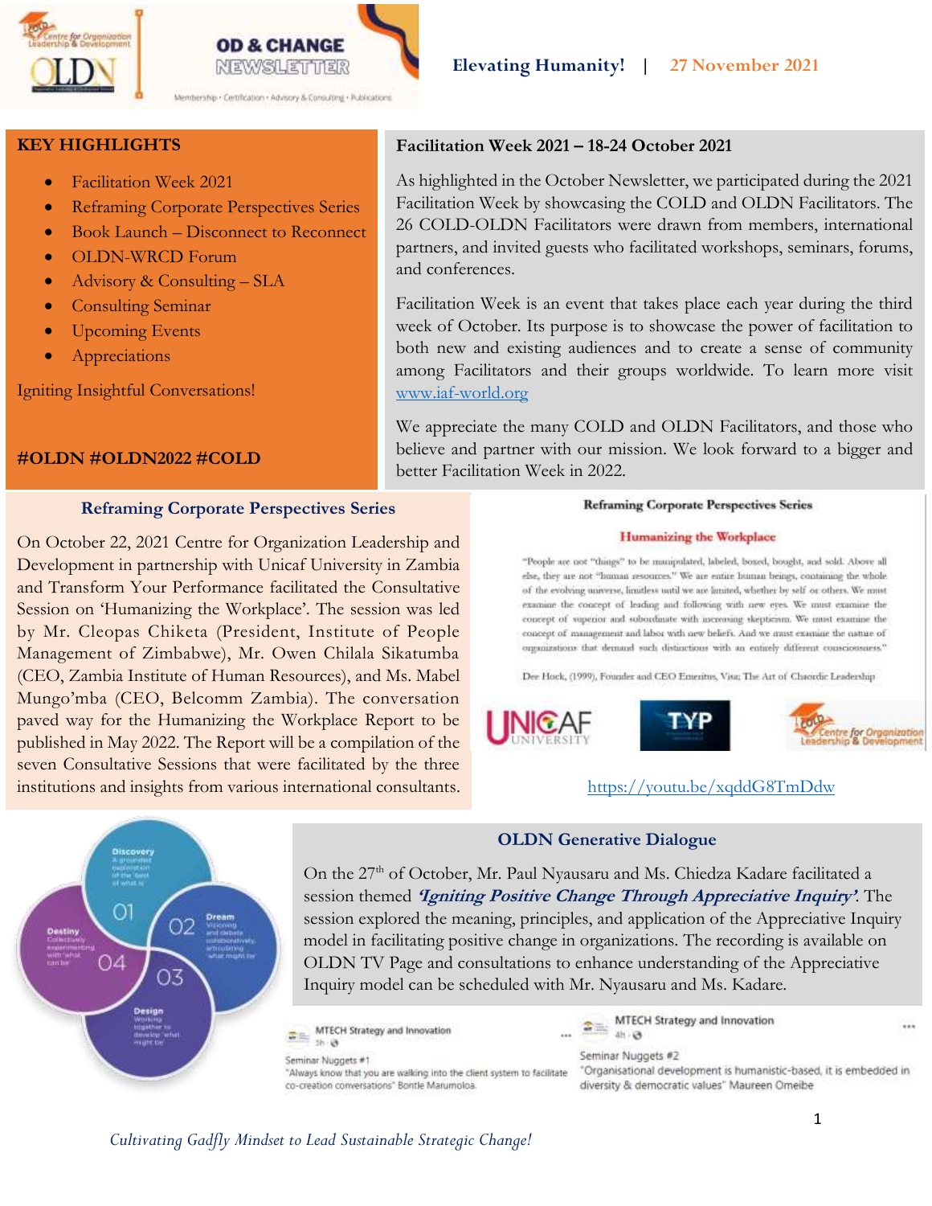OD & CHANGE NEWSLETTER

Membership • Certification • Advisory & Consulting • Publications

**Elevating Humanity!** | **27 November 2021**

## KEY HIGHLIGHTS

- Facilitation Week 2021
- Reframing Corporate Perspectives Series
- Book Launch – Disconnect to Reconnect
- OLDN-WRCD Forum
- Advisory & Consulting – SLA
- Consulting Seminar
- Upcoming Events
- Appreciations

Igniting Insightful Conversations!

**#OLDN #OLDN2022 #COLD**

## Facilitation Week 2021 – 18-24 October 2021

As highlighted in the October Newsletter, we participated during the 2021 Facilitation Week by showcasing the COLD and OLDN Facilitators. The 26 COLD-OLDN Facilitators were drawn from members, international partners, and invited guests who facilitated workshops, seminars, forums, and conferences.

Facilitation Week is an event that takes place each year during the third week of October. Its purpose is to showcase the power of facilitation to both new and existing audiences and to create a sense of community among Facilitators and their groups worldwide. To learn more visit www.iaf-world.org

We appreciate the many COLD and OLDN Facilitators, and those who believe and partner with our mission. We look forward to a bigger and better Facilitation Week in 2022.

## Reframing Corporate Perspectives Series

On October 22, 2021 Centre for Organization Leadership and Development in partnership with Unicaf University in Zambia and Transform Your Performance facilitated the Consultative Session on 'Humanizing the Workplace'. The session was led by Mr. Cleopas Chiketa (President, Institute of People Management of Zimbabwe), Mr. Owen Chilala Sikatumba (CEO, Zambia Institute of Human Resources), and Ms. Mabel Mungo'mba (CEO, Belcomm Zambia). The conversation paved way for the Humanizing the Workplace Report to be published in May 2022. The Report will be a compilation of the seven Consultative Sessions that were facilitated by the three institutions and insights from various international consultants.

**Reframing Corporate Perspectives Series**

**Humanizing the Workplace**

"People are not "things" to be manipulated, labeled, boxed, bought, and sold. Above all else, they are not "human resources." We are entire human beings, containing the whole of the evolving universe, limitless until we are limited, whether by self or others. We must examine the concept of leading and following with new eyes. We must examine the concept of superior and subordinate with increasing skepticism. We must examine the concept of management and labor with new beliefs. And we must examine the nature of organizations that demand such distinctions with an entirely different consciousness."

Dee Hock, (1999), Founder and CEO Emeritus, Visa; The Art of Chaordic Leadership

https://youtu.be/xqddG8TmDdw

## OLDN Generative Dialogue

On the 27th of October, Mr. Paul Nyausaru and Ms. Chiedza Kadare facilitated a session themed ***'Igniting Positive Change Through Appreciative Inquiry'***. The session explored the meaning, principles, and application of the Appreciative Inquiry model in facilitating positive change in organizations. The recording is available on OLDN TV Page and consultations to enhance understanding of the Appreciative Inquiry model can be scheduled with Mr. Nyausaru and Ms. Kadare.

MTECH Strategy and Innovation

Seminar Nuggets #1
"Always know that you are walking into the client system to facilitate co-creation conversations" Bontle Marumoloa.

MTECH Strategy and Innovation

Seminar Nuggets #2
"Organisational development is humanistic-based, it is embedded in diversity & democratic values" Maureen Omeibe

*Cultivating Gadfly Mindset to Lead Sustainable Strategic Change!*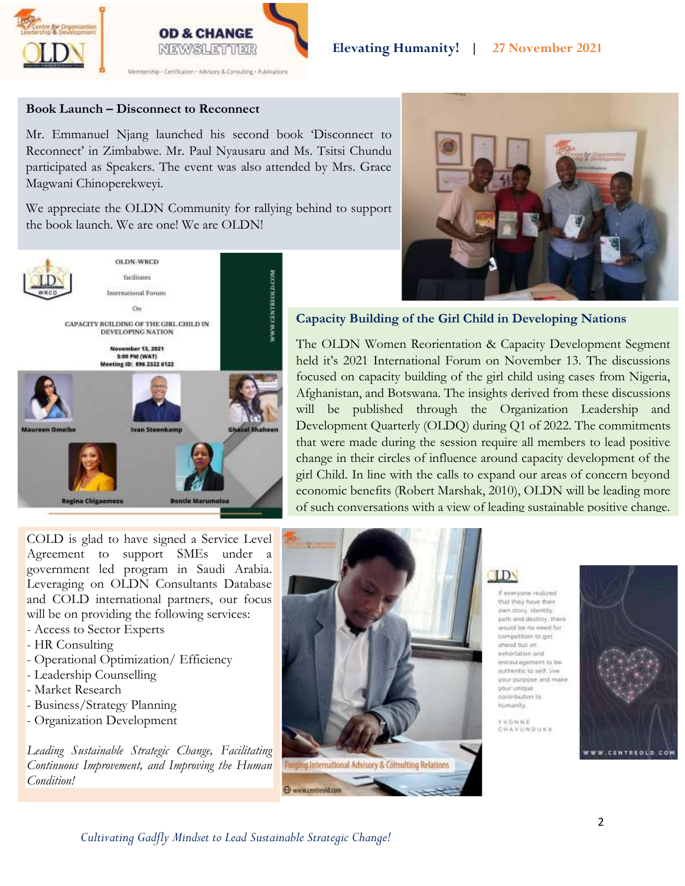### Book Launch – Disconnect to Reconnect

Mr. Emmanuel Njang launched his second book 'Disconnect to Reconnect' in Zimbabwe. Mr. Paul Nyausaru and Ms. Tsitsi Chundu participated as Speakers. The event was also attended by Mrs. Grace Magwani Chinoperekweyi.

We appreciate the OLDN Community for rallying behind to support the book launch. We are one! We are OLDN!

OLDN-WRCD

facilitates

International Forum

On

CAPACITY BUILDING OF THE GIRL CHILD IN DEVELOPING NATION

November 13, 2021
5:00 PM (WAT)
Meeting ID: 896 2322 6122

Maureen Omeibe, Ivan Steenkamp, Ghazal Shaheen, Regina Chigaemezu, Bontle Marumoloa

WWW.CENTREOLD.COM

### Capacity Building of the Girl Child in Developing Nations

The OLDN Women Reorientation & Capacity Development Segment held it's 2021 International Forum on November 13. The discussions focused on capacity building of the girl child using cases from Nigeria, Afghanistan, and Botswana. The insights derived from these discussions will be published through the Organization Leadership and Development Quarterly (OLDQ) during Q1 of 2022. The commitments that were made during the session require all members to lead positive change in their circles of influence around capacity development of the girl Child. In line with the calls to expand our areas of concern beyond economic benefits (Robert Marshak, 2010), OLDN will be leading more of such conversations with a view of leading sustainable positive change.

COLD is glad to have signed a Service Level Agreement to support SMEs under a government led program in Saudi Arabia. Leveraging on OLDN Consultants Database and COLD international partners, our focus will be on providing the following services:

- Access to Sector Experts
- HR Consulting
- Operational Optimization/ Efficiency
- Leadership Counselling
- Market Research
- Business/Strategy Planning
- Organization Development

*Leading Sustainable Strategic Change, Facilitating Continuous Improvement, and Improving the Human Condition!*

Forging International Advisory & Consulting Relations

www.centreold.com

If everyone realized that they have their own story, identity, path and destiny, there would be no need for competition to get ahead but an exhortation and encouragement to be authentic to self, live your purpose and make your unique contribution to humanity.

YVONNE CHAVUNDUKA

WWW.CENTREOLD.COM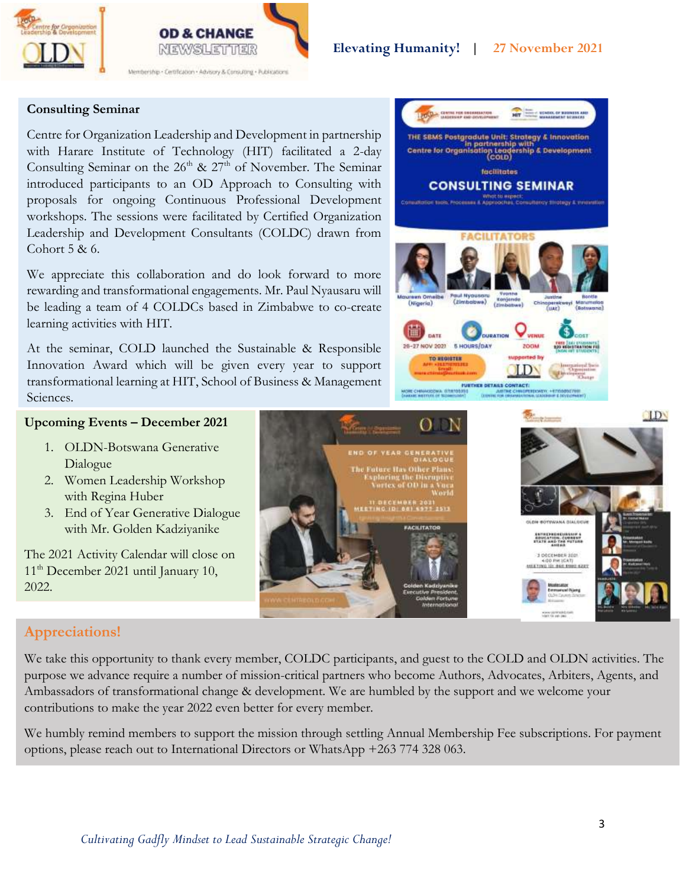## Consulting Seminar

Centre for Organization Leadership and Development in partnership with Harare Institute of Technology (HIT) facilitated a 2-day Consulting Seminar on the 26th & 27th of November. The Seminar introduced participants to an OD Approach to Consulting with proposals for ongoing Continuous Professional Development workshops. The sessions were facilitated by Certified Organization Leadership and Development Consultants (COLDC) drawn from Cohort 5 & 6.

We appreciate this collaboration and do look forward to more rewarding and transformational engagements. Mr. Paul Nyausaru will be leading a team of 4 COLDCs based in Zimbabwe to co-create learning activities with HIT.

At the seminar, COLD launched the Sustainable & Responsible Innovation Award which will be given every year to support transformational learning at HIT, School of Business & Management Sciences.

## Upcoming Events – December 2021

1. OLDN-Botswana Generative Dialogue
2. Women Leadership Workshop with Regina Huber
3. End of Year Generative Dialogue with Mr. Golden Kadziyanike

The 2021 Activity Calendar will close on 11th December 2021 until January 10, 2022.

## Appreciations!

We take this opportunity to thank every member, COLDC participants, and guest to the COLD and OLDN activities. The purpose we advance require a number of mission-critical partners who become Authors, Advocates, Arbiters, Agents, and Ambassadors of transformational change & development. We are humbled by the support and we welcome your contributions to make the year 2022 even better for every member.

We humbly remind members to support the mission through settling Annual Membership Fee subscriptions. For payment options, please reach out to International Directors or WhatsApp +263 774 328 063.